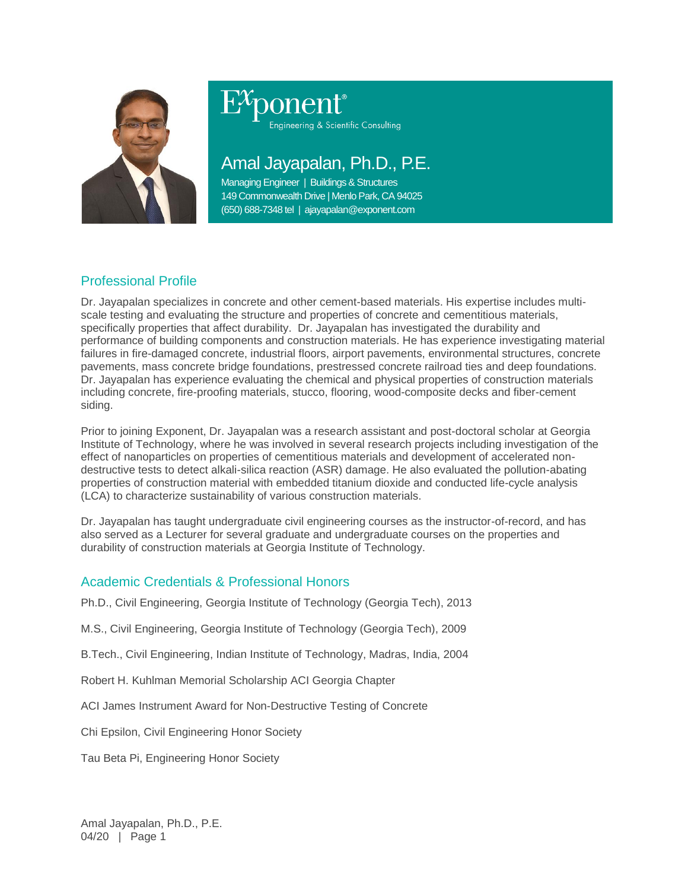Exponent®
Engineering & Scientific Consulting

# Amal Jayapalan, Ph.D., P.E.

Managing Engineer | Buildings & Structures
149 Commonwealth Drive | Menlo Park, CA 94025
(650) 688-7348 tel | ajayapalan@exponent.com

## Professional Profile

Dr. Jayapalan specializes in concrete and other cement-based materials. His expertise includes multi-scale testing and evaluating the structure and properties of concrete and cementitious materials, specifically properties that affect durability. Dr. Jayapalan has investigated the durability and performance of building components and construction materials. He has experience investigating material failures in fire-damaged concrete, industrial floors, airport pavements, environmental structures, concrete pavements, mass concrete bridge foundations, prestressed concrete railroad ties and deep foundations. Dr. Jayapalan has experience evaluating the chemical and physical properties of construction materials including concrete, fire-proofing materials, stucco, flooring, wood-composite decks and fiber-cement siding.

Prior to joining Exponent, Dr. Jayapalan was a research assistant and post-doctoral scholar at Georgia Institute of Technology, where he was involved in several research projects including investigation of the effect of nanoparticles on properties of cementitious materials and development of accelerated non-destructive tests to detect alkali-silica reaction (ASR) damage. He also evaluated the pollution-abating properties of construction material with embedded titanium dioxide and conducted life-cycle analysis (LCA) to characterize sustainability of various construction materials.

Dr. Jayapalan has taught undergraduate civil engineering courses as the instructor-of-record, and has also served as a Lecturer for several graduate and undergraduate courses on the properties and durability of construction materials at Georgia Institute of Technology.

## Academic Credentials & Professional Honors

Ph.D., Civil Engineering, Georgia Institute of Technology (Georgia Tech), 2013

M.S., Civil Engineering, Georgia Institute of Technology (Georgia Tech), 2009

B.Tech., Civil Engineering, Indian Institute of Technology, Madras, India, 2004

Robert H. Kuhlman Memorial Scholarship ACI Georgia Chapter

ACI James Instrument Award for Non-Destructive Testing of Concrete

Chi Epsilon, Civil Engineering Honor Society

Tau Beta Pi, Engineering Honor Society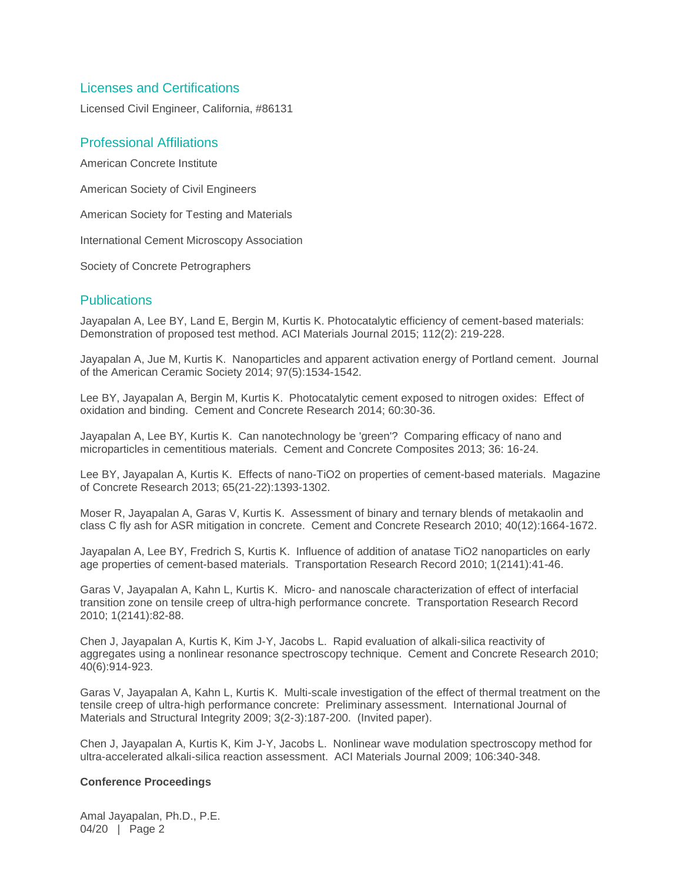## Licenses and Certifications

Licensed Civil Engineer, California, #86131

## Professional Affiliations

American Concrete Institute

American Society of Civil Engineers

American Society for Testing and Materials

International Cement Microscopy Association

Society of Concrete Petrographers

## Publications

Jayapalan A, Lee BY, Land E, Bergin M, Kurtis K. Photocatalytic efficiency of cement-based materials: Demonstration of proposed test method. ACI Materials Journal 2015; 112(2): 219-228.

Jayapalan A, Jue M, Kurtis K. Nanoparticles and apparent activation energy of Portland cement. Journal of the American Ceramic Society 2014; 97(5):1534-1542.

Lee BY, Jayapalan A, Bergin M, Kurtis K. Photocatalytic cement exposed to nitrogen oxides: Effect of oxidation and binding. Cement and Concrete Research 2014; 60:30-36.

Jayapalan A, Lee BY, Kurtis K. Can nanotechnology be 'green'? Comparing efficacy of nano and microparticles in cementitious materials. Cement and Concrete Composites 2013; 36: 16-24.

Lee BY, Jayapalan A, Kurtis K. Effects of nano-TiO2 on properties of cement-based materials. Magazine of Concrete Research 2013; 65(21-22):1393-1302.

Moser R, Jayapalan A, Garas V, Kurtis K. Assessment of binary and ternary blends of metakaolin and class C fly ash for ASR mitigation in concrete. Cement and Concrete Research 2010; 40(12):1664-1672.

Jayapalan A, Lee BY, Fredrich S, Kurtis K. Influence of addition of anatase TiO2 nanoparticles on early age properties of cement-based materials. Transportation Research Record 2010; 1(2141):41-46.

Garas V, Jayapalan A, Kahn L, Kurtis K. Micro- and nanoscale characterization of effect of interfacial transition zone on tensile creep of ultra-high performance concrete. Transportation Research Record 2010; 1(2141):82-88.

Chen J, Jayapalan A, Kurtis K, Kim J-Y, Jacobs L. Rapid evaluation of alkali-silica reactivity of aggregates using a nonlinear resonance spectroscopy technique. Cement and Concrete Research 2010; 40(6):914-923.

Garas V, Jayapalan A, Kahn L, Kurtis K. Multi-scale investigation of the effect of thermal treatment on the tensile creep of ultra-high performance concrete: Preliminary assessment. International Journal of Materials and Structural Integrity 2009; 3(2-3):187-200. (Invited paper).

Chen J, Jayapalan A, Kurtis K, Kim J-Y, Jacobs L. Nonlinear wave modulation spectroscopy method for ultra-accelerated alkali-silica reaction assessment. ACI Materials Journal 2009; 106:340-348.

**Conference Proceedings**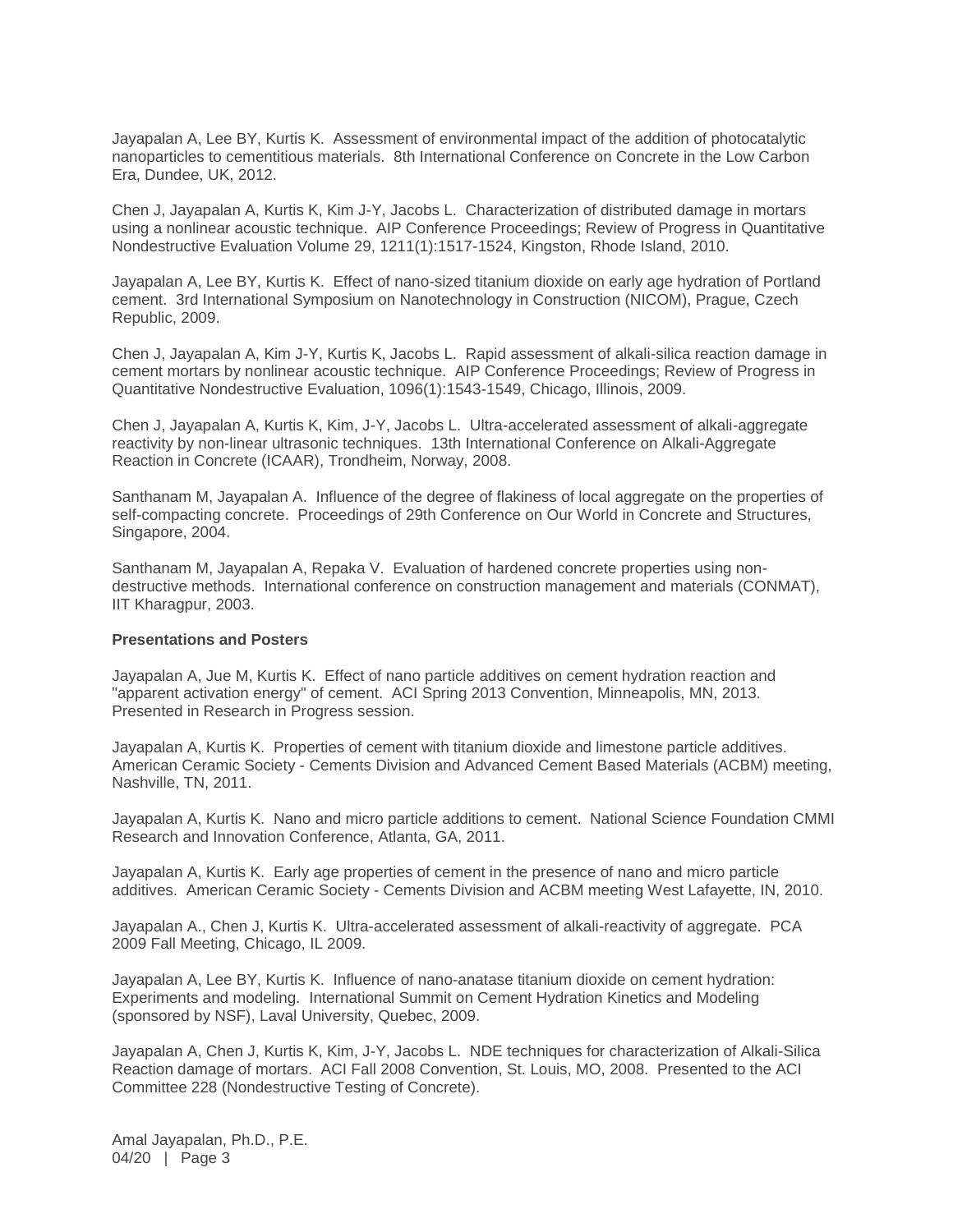Jayapalan A, Lee BY, Kurtis K. Assessment of environmental impact of the addition of photocatalytic nanoparticles to cementitious materials. 8th International Conference on Concrete in the Low Carbon Era, Dundee, UK, 2012.

Chen J, Jayapalan A, Kurtis K, Kim J-Y, Jacobs L. Characterization of distributed damage in mortars using a nonlinear acoustic technique. AIP Conference Proceedings; Review of Progress in Quantitative Nondestructive Evaluation Volume 29, 1211(1):1517-1524, Kingston, Rhode Island, 2010.

Jayapalan A, Lee BY, Kurtis K. Effect of nano-sized titanium dioxide on early age hydration of Portland cement. 3rd International Symposium on Nanotechnology in Construction (NICOM), Prague, Czech Republic, 2009.

Chen J, Jayapalan A, Kim J-Y, Kurtis K, Jacobs L. Rapid assessment of alkali-silica reaction damage in cement mortars by nonlinear acoustic technique. AIP Conference Proceedings; Review of Progress in Quantitative Nondestructive Evaluation, 1096(1):1543-1549, Chicago, Illinois, 2009.

Chen J, Jayapalan A, Kurtis K, Kim, J-Y, Jacobs L. Ultra-accelerated assessment of alkali-aggregate reactivity by non-linear ultrasonic techniques. 13th International Conference on Alkali-Aggregate Reaction in Concrete (ICAAR), Trondheim, Norway, 2008.

Santhanam M, Jayapalan A. Influence of the degree of flakiness of local aggregate on the properties of self-compacting concrete. Proceedings of 29th Conference on Our World in Concrete and Structures, Singapore, 2004.

Santhanam M, Jayapalan A, Repaka V. Evaluation of hardened concrete properties using non-destructive methods. International conference on construction management and materials (CONMAT), IIT Kharagpur, 2003.

**Presentations and Posters**

Jayapalan A, Jue M, Kurtis K. Effect of nano particle additives on cement hydration reaction and "apparent activation energy" of cement. ACI Spring 2013 Convention, Minneapolis, MN, 2013. Presented in Research in Progress session.

Jayapalan A, Kurtis K. Properties of cement with titanium dioxide and limestone particle additives. American Ceramic Society - Cements Division and Advanced Cement Based Materials (ACBM) meeting, Nashville, TN, 2011.

Jayapalan A, Kurtis K. Nano and micro particle additions to cement. National Science Foundation CMMI Research and Innovation Conference, Atlanta, GA, 2011.

Jayapalan A, Kurtis K. Early age properties of cement in the presence of nano and micro particle additives. American Ceramic Society - Cements Division and ACBM meeting West Lafayette, IN, 2010.

Jayapalan A., Chen J, Kurtis K. Ultra-accelerated assessment of alkali-reactivity of aggregate. PCA 2009 Fall Meeting, Chicago, IL 2009.

Jayapalan A, Lee BY, Kurtis K. Influence of nano-anatase titanium dioxide on cement hydration: Experiments and modeling. International Summit on Cement Hydration Kinetics and Modeling (sponsored by NSF), Laval University, Quebec, 2009.

Jayapalan A, Chen J, Kurtis K, Kim, J-Y, Jacobs L. NDE techniques for characterization of Alkali-Silica Reaction damage of mortars. ACI Fall 2008 Convention, St. Louis, MO, 2008. Presented to the ACI Committee 228 (Nondestructive Testing of Concrete).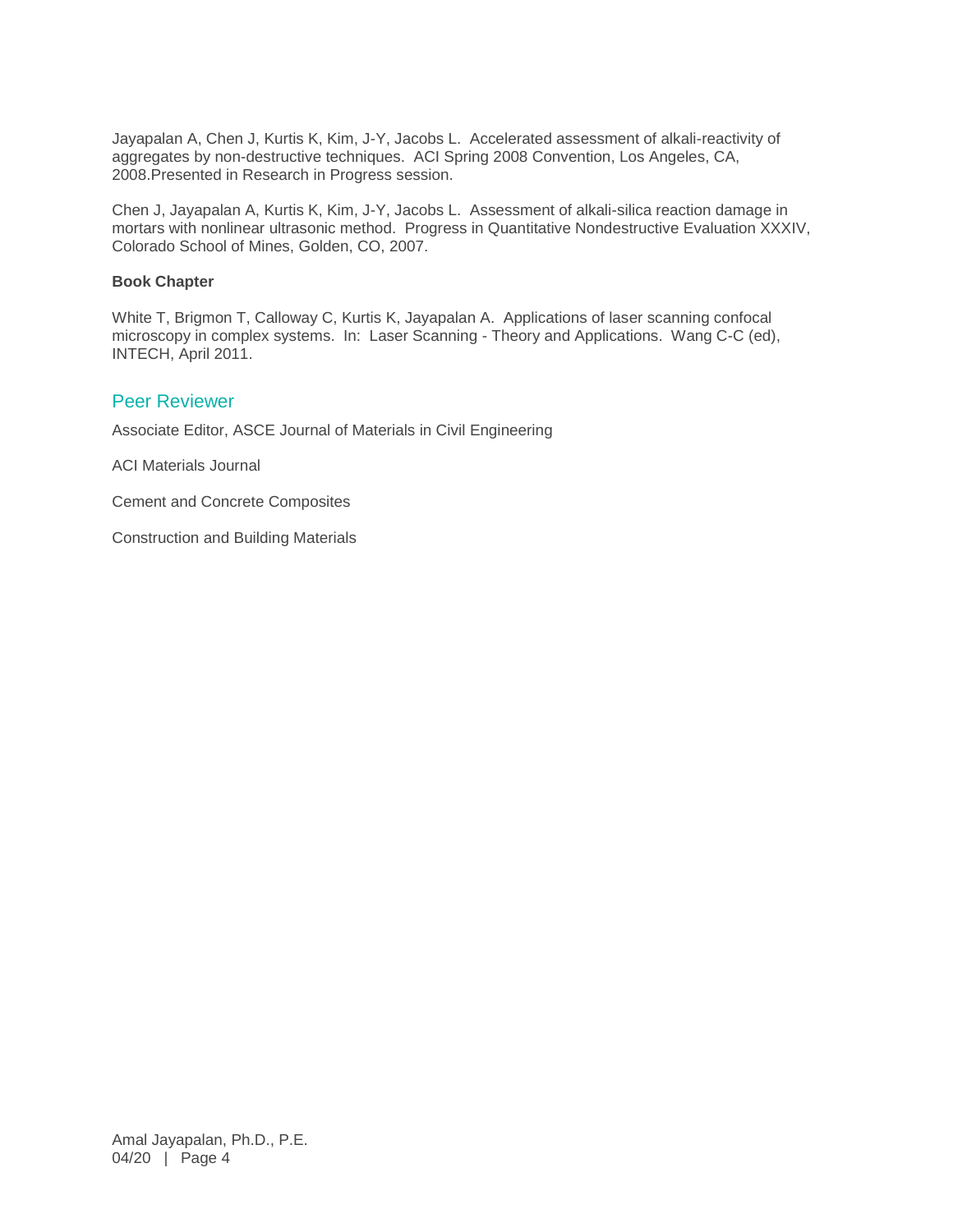Jayapalan A, Chen J, Kurtis K, Kim, J-Y, Jacobs L. Accelerated assessment of alkali-reactivity of aggregates by non-destructive techniques. ACI Spring 2008 Convention, Los Angeles, CA, 2008.Presented in Research in Progress session.

Chen J, Jayapalan A, Kurtis K, Kim, J-Y, Jacobs L. Assessment of alkali-silica reaction damage in mortars with nonlinear ultrasonic method. Progress in Quantitative Nondestructive Evaluation XXXIV, Colorado School of Mines, Golden, CO, 2007.

**Book Chapter**

White T, Brigmon T, Calloway C, Kurtis K, Jayapalan A. Applications of laser scanning confocal microscopy in complex systems. In: Laser Scanning - Theory and Applications. Wang C-C (ed), INTECH, April 2011.

## Peer Reviewer

Associate Editor, ASCE Journal of Materials in Civil Engineering

ACI Materials Journal

Cement and Concrete Composites

Construction and Building Materials